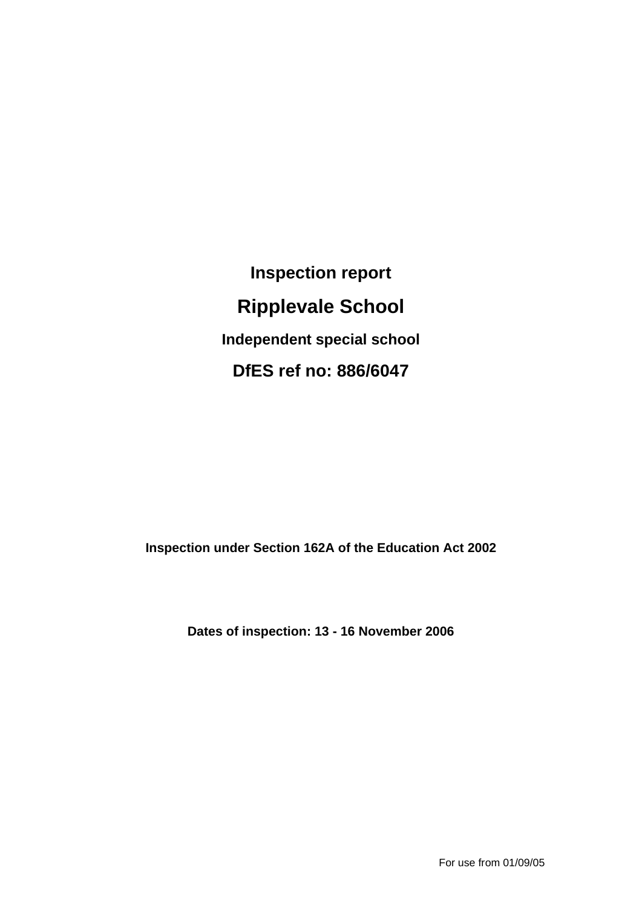# Inspection report

# Ripplevale School

**Independent special school**

**DfES ref no: 886/6047**

**Inspection under Section 162A of the Education Act 2002**

**Dates of inspection: 13 - 16 November 2006**

For use from 01/09/05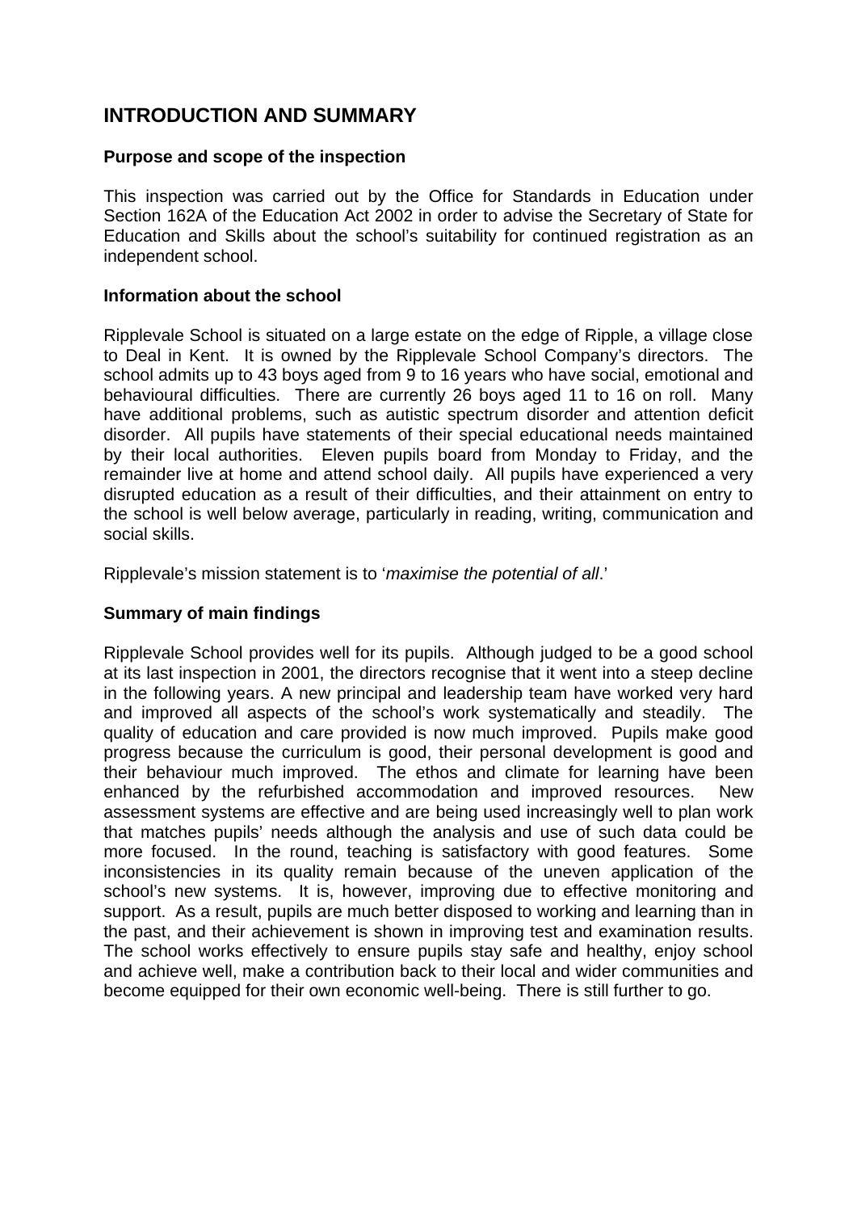# INTRODUCTION AND SUMMARY

**Purpose and scope of the inspection**

This inspection was carried out by the Office for Standards in Education under Section 162A of the Education Act 2002 in order to advise the Secretary of State for Education and Skills about the school's suitability for continued registration as an independent school.

**Information about the school**

Ripplevale School is situated on a large estate on the edge of Ripple, a village close to Deal in Kent. It is owned by the Ripplevale School Company's directors. The school admits up to 43 boys aged from 9 to 16 years who have social, emotional and behavioural difficulties. There are currently 26 boys aged 11 to 16 on roll. Many have additional problems, such as autistic spectrum disorder and attention deficit disorder. All pupils have statements of their special educational needs maintained by their local authorities. Eleven pupils board from Monday to Friday, and the remainder live at home and attend school daily. All pupils have experienced a very disrupted education as a result of their difficulties, and their attainment on entry to the school is well below average, particularly in reading, writing, communication and social skills.

Ripplevale's mission statement is to '*maximise the potential of all*.'

**Summary of main findings**

Ripplevale School provides well for its pupils. Although judged to be a good school at its last inspection in 2001, the directors recognise that it went into a steep decline in the following years. A new principal and leadership team have worked very hard and improved all aspects of the school's work systematically and steadily. The quality of education and care provided is now much improved. Pupils make good progress because the curriculum is good, their personal development is good and their behaviour much improved. The ethos and climate for learning have been enhanced by the refurbished accommodation and improved resources. New assessment systems are effective and are being used increasingly well to plan work that matches pupils' needs although the analysis and use of such data could be more focused. In the round, teaching is satisfactory with good features. Some inconsistencies in its quality remain because of the uneven application of the school's new systems. It is, however, improving due to effective monitoring and support. As a result, pupils are much better disposed to working and learning than in the past, and their achievement is shown in improving test and examination results. The school works effectively to ensure pupils stay safe and healthy, enjoy school and achieve well, make a contribution back to their local and wider communities and become equipped for their own economic well-being. There is still further to go.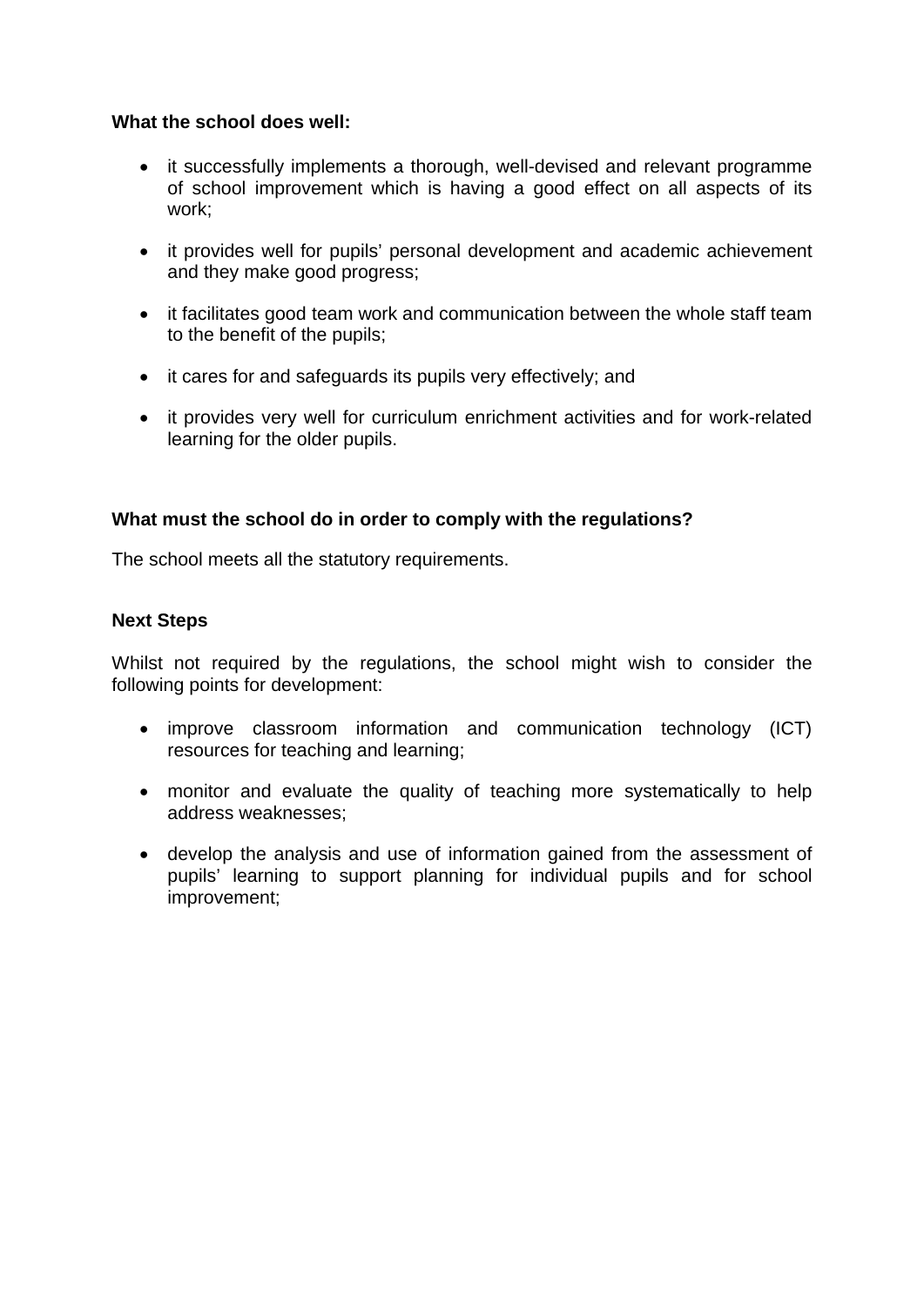**What the school does well:**

- it successfully implements a thorough, well-devised and relevant programme of school improvement which is having a good effect on all aspects of its work;
- it provides well for pupils' personal development and academic achievement and they make good progress;
- it facilitates good team work and communication between the whole staff team to the benefit of the pupils;
- it cares for and safeguards its pupils very effectively; and
- it provides very well for curriculum enrichment activities and for work-related learning for the older pupils.

**What must the school do in order to comply with the regulations?**

The school meets all the statutory requirements.

**Next Steps**

Whilst not required by the regulations, the school might wish to consider the following points for development:

- improve classroom information and communication technology (ICT) resources for teaching and learning;
- monitor and evaluate the quality of teaching more systematically to help address weaknesses;
- develop the analysis and use of information gained from the assessment of pupils' learning to support planning for individual pupils and for school improvement;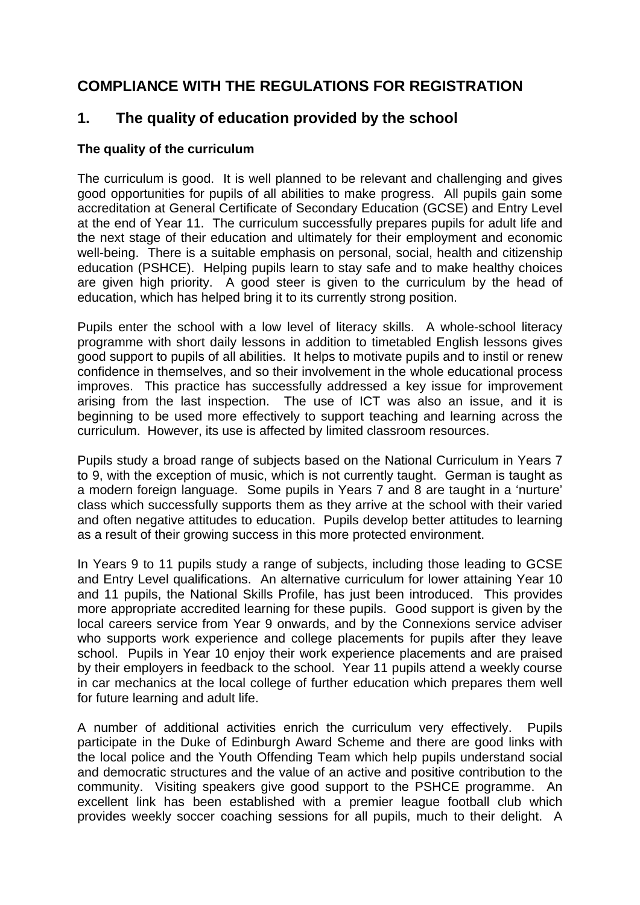# COMPLIANCE WITH THE REGULATIONS FOR REGISTRATION

## 1. The quality of education provided by the school

### The quality of the curriculum

The curriculum is good. It is well planned to be relevant and challenging and gives good opportunities for pupils of all abilities to make progress. All pupils gain some accreditation at General Certificate of Secondary Education (GCSE) and Entry Level at the end of Year 11. The curriculum successfully prepares pupils for adult life and the next stage of their education and ultimately for their employment and economic well-being. There is a suitable emphasis on personal, social, health and citizenship education (PSHCE). Helping pupils learn to stay safe and to make healthy choices are given high priority. A good steer is given to the curriculum by the head of education, which has helped bring it to its currently strong position.

Pupils enter the school with a low level of literacy skills. A whole-school literacy programme with short daily lessons in addition to timetabled English lessons gives good support to pupils of all abilities. It helps to motivate pupils and to instil or renew confidence in themselves, and so their involvement in the whole educational process improves. This practice has successfully addressed a key issue for improvement arising from the last inspection. The use of ICT was also an issue, and it is beginning to be used more effectively to support teaching and learning across the curriculum. However, its use is affected by limited classroom resources.

Pupils study a broad range of subjects based on the National Curriculum in Years 7 to 9, with the exception of music, which is not currently taught. German is taught as a modern foreign language. Some pupils in Years 7 and 8 are taught in a 'nurture' class which successfully supports them as they arrive at the school with their varied and often negative attitudes to education. Pupils develop better attitudes to learning as a result of their growing success in this more protected environment.

In Years 9 to 11 pupils study a range of subjects, including those leading to GCSE and Entry Level qualifications. An alternative curriculum for lower attaining Year 10 and 11 pupils, the National Skills Profile, has just been introduced. This provides more appropriate accredited learning for these pupils. Good support is given by the local careers service from Year 9 onwards, and by the Connexions service adviser who supports work experience and college placements for pupils after they leave school. Pupils in Year 10 enjoy their work experience placements and are praised by their employers in feedback to the school. Year 11 pupils attend a weekly course in car mechanics at the local college of further education which prepares them well for future learning and adult life.

A number of additional activities enrich the curriculum very effectively. Pupils participate in the Duke of Edinburgh Award Scheme and there are good links with the local police and the Youth Offending Team which help pupils understand social and democratic structures and the value of an active and positive contribution to the community. Visiting speakers give good support to the PSHCE programme. An excellent link has been established with a premier league football club which provides weekly soccer coaching sessions for all pupils, much to their delight. A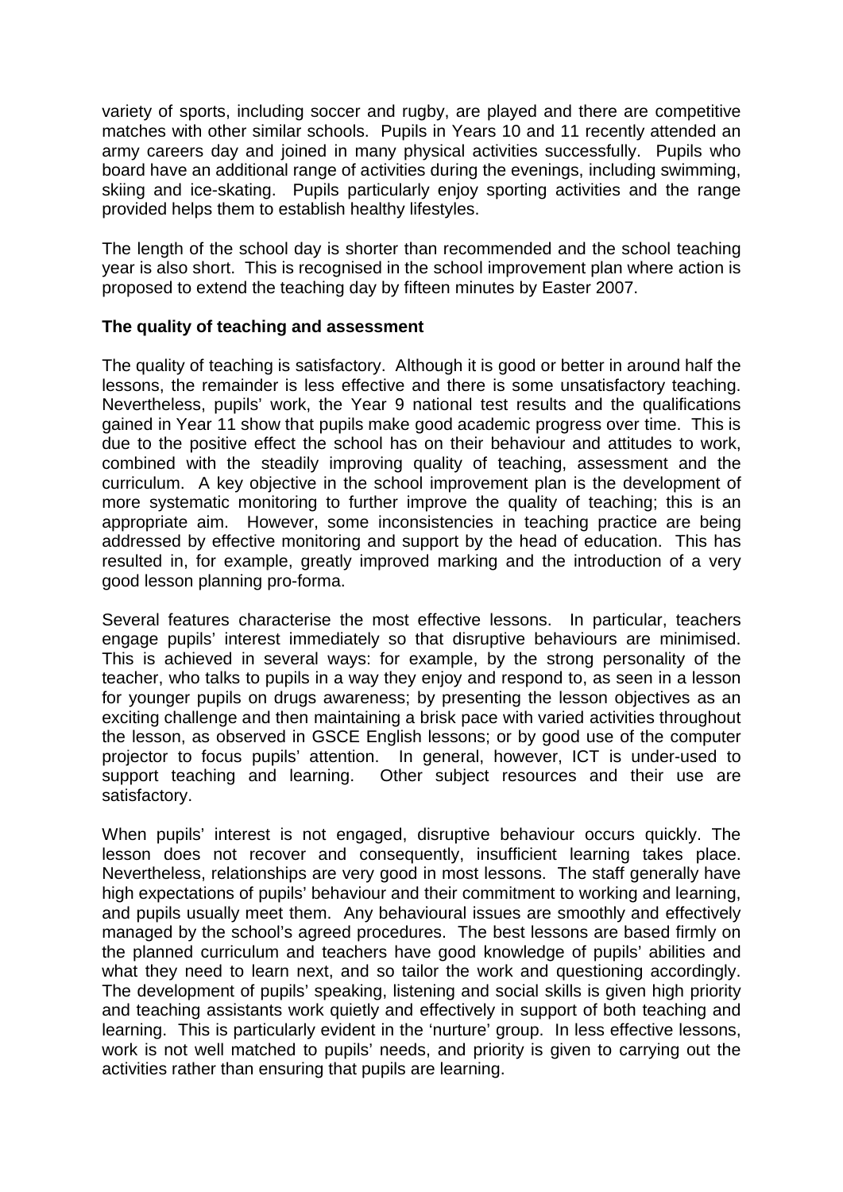variety of sports, including soccer and rugby, are played and there are competitive matches with other similar schools. Pupils in Years 10 and 11 recently attended an army careers day and joined in many physical activities successfully. Pupils who board have an additional range of activities during the evenings, including swimming, skiing and ice-skating. Pupils particularly enjoy sporting activities and the range provided helps them to establish healthy lifestyles.

The length of the school day is shorter than recommended and the school teaching year is also short. This is recognised in the school improvement plan where action is proposed to extend the teaching day by fifteen minutes by Easter 2007.

**The quality of teaching and assessment**

The quality of teaching is satisfactory. Although it is good or better in around half the lessons, the remainder is less effective and there is some unsatisfactory teaching. Nevertheless, pupils' work, the Year 9 national test results and the qualifications gained in Year 11 show that pupils make good academic progress over time. This is due to the positive effect the school has on their behaviour and attitudes to work, combined with the steadily improving quality of teaching, assessment and the curriculum. A key objective in the school improvement plan is the development of more systematic monitoring to further improve the quality of teaching; this is an appropriate aim. However, some inconsistencies in teaching practice are being addressed by effective monitoring and support by the head of education. This has resulted in, for example, greatly improved marking and the introduction of a very good lesson planning pro-forma.

Several features characterise the most effective lessons. In particular, teachers engage pupils' interest immediately so that disruptive behaviours are minimised. This is achieved in several ways: for example, by the strong personality of the teacher, who talks to pupils in a way they enjoy and respond to, as seen in a lesson for younger pupils on drugs awareness; by presenting the lesson objectives as an exciting challenge and then maintaining a brisk pace with varied activities throughout the lesson, as observed in GSCE English lessons; or by good use of the computer projector to focus pupils' attention. In general, however, ICT is under-used to support teaching and learning. Other subject resources and their use are satisfactory.

When pupils' interest is not engaged, disruptive behaviour occurs quickly. The lesson does not recover and consequently, insufficient learning takes place. Nevertheless, relationships are very good in most lessons. The staff generally have high expectations of pupils' behaviour and their commitment to working and learning, and pupils usually meet them. Any behavioural issues are smoothly and effectively managed by the school's agreed procedures. The best lessons are based firmly on the planned curriculum and teachers have good knowledge of pupils' abilities and what they need to learn next, and so tailor the work and questioning accordingly. The development of pupils' speaking, listening and social skills is given high priority and teaching assistants work quietly and effectively in support of both teaching and learning. This is particularly evident in the 'nurture' group. In less effective lessons, work is not well matched to pupils' needs, and priority is given to carrying out the activities rather than ensuring that pupils are learning.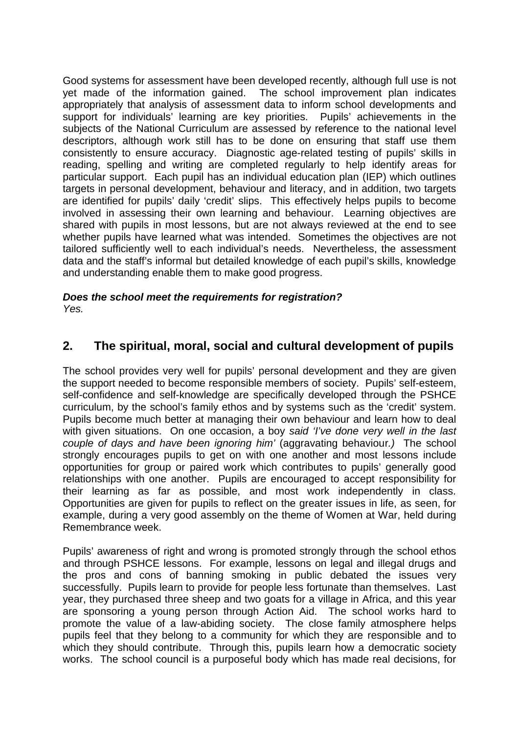Good systems for assessment have been developed recently, although full use is not yet made of the information gained. The school improvement plan indicates appropriately that analysis of assessment data to inform school developments and support for individuals' learning are key priorities. Pupils' achievements in the subjects of the National Curriculum are assessed by reference to the national level descriptors, although work still has to be done on ensuring that staff use them consistently to ensure accuracy. Diagnostic age-related testing of pupils' skills in reading, spelling and writing are completed regularly to help identify areas for particular support. Each pupil has an individual education plan (IEP) which outlines targets in personal development, behaviour and literacy, and in addition, two targets are identified for pupils' daily 'credit' slips. This effectively helps pupils to become involved in assessing their own learning and behaviour. Learning objectives are shared with pupils in most lessons, but are not always reviewed at the end to see whether pupils have learned what was intended. Sometimes the objectives are not tailored sufficiently well to each individual's needs. Nevertheless, the assessment data and the staff's informal but detailed knowledge of each pupil's skills, knowledge and understanding enable them to make good progress.

***Does the school meet the requirements for registration?***
*Yes.*

## 2. The spiritual, moral, social and cultural development of pupils

The school provides very well for pupils' personal development and they are given the support needed to become responsible members of society. Pupils' self-esteem, self-confidence and self-knowledge are specifically developed through the PSHCE curriculum, by the school's family ethos and by systems such as the 'credit' system. Pupils become much better at managing their own behaviour and learn how to deal with given situations. On one occasion, a boy *said 'I've done very well in the last couple of days and have been ignoring him'* (aggravating behaviour*.)* The school strongly encourages pupils to get on with one another and most lessons include opportunities for group or paired work which contributes to pupils' generally good relationships with one another. Pupils are encouraged to accept responsibility for their learning as far as possible, and most work independently in class. Opportunities are given for pupils to reflect on the greater issues in life, as seen, for example, during a very good assembly on the theme of Women at War, held during Remembrance week.

Pupils' awareness of right and wrong is promoted strongly through the school ethos and through PSHCE lessons. For example, lessons on legal and illegal drugs and the pros and cons of banning smoking in public debated the issues very successfully. Pupils learn to provide for people less fortunate than themselves. Last year, they purchased three sheep and two goats for a village in Africa, and this year are sponsoring a young person through Action Aid. The school works hard to promote the value of a law-abiding society. The close family atmosphere helps pupils feel that they belong to a community for which they are responsible and to which they should contribute. Through this, pupils learn how a democratic society works. The school council is a purposeful body which has made real decisions, for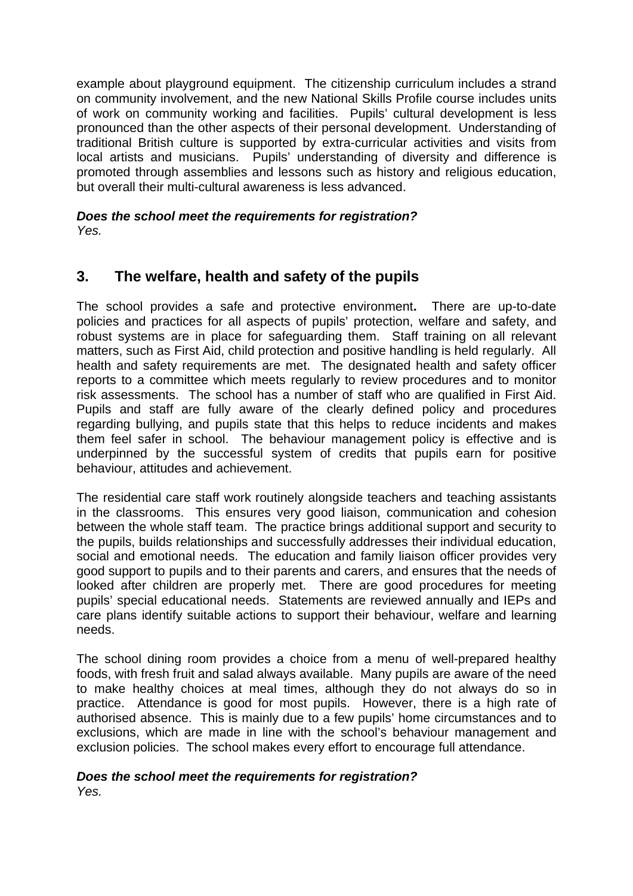example about playground equipment. The citizenship curriculum includes a strand on community involvement, and the new National Skills Profile course includes units of work on community working and facilities. Pupils' cultural development is less pronounced than the other aspects of their personal development. Understanding of traditional British culture is supported by extra-curricular activities and visits from local artists and musicians. Pupils' understanding of diversity and difference is promoted through assemblies and lessons such as history and religious education, but overall their multi-cultural awareness is less advanced.

***Does the school meet the requirements for registration?***
*Yes.*

## 3. The welfare, health and safety of the pupils

The school provides a safe and protective environment**.** There are up-to-date policies and practices for all aspects of pupils' protection, welfare and safety, and robust systems are in place for safeguarding them. Staff training on all relevant matters, such as First Aid, child protection and positive handling is held regularly. All health and safety requirements are met. The designated health and safety officer reports to a committee which meets regularly to review procedures and to monitor risk assessments. The school has a number of staff who are qualified in First Aid. Pupils and staff are fully aware of the clearly defined policy and procedures regarding bullying, and pupils state that this helps to reduce incidents and makes them feel safer in school. The behaviour management policy is effective and is underpinned by the successful system of credits that pupils earn for positive behaviour, attitudes and achievement.

The residential care staff work routinely alongside teachers and teaching assistants in the classrooms. This ensures very good liaison, communication and cohesion between the whole staff team. The practice brings additional support and security to the pupils, builds relationships and successfully addresses their individual education, social and emotional needs. The education and family liaison officer provides very good support to pupils and to their parents and carers, and ensures that the needs of looked after children are properly met. There are good procedures for meeting pupils' special educational needs. Statements are reviewed annually and IEPs and care plans identify suitable actions to support their behaviour, welfare and learning needs.

The school dining room provides a choice from a menu of well-prepared healthy foods, with fresh fruit and salad always available. Many pupils are aware of the need to make healthy choices at meal times, although they do not always do so in practice. Attendance is good for most pupils. However, there is a high rate of authorised absence. This is mainly due to a few pupils' home circumstances and to exclusions, which are made in line with the school's behaviour management and exclusion policies. The school makes every effort to encourage full attendance.

***Does the school meet the requirements for registration?***
*Yes.*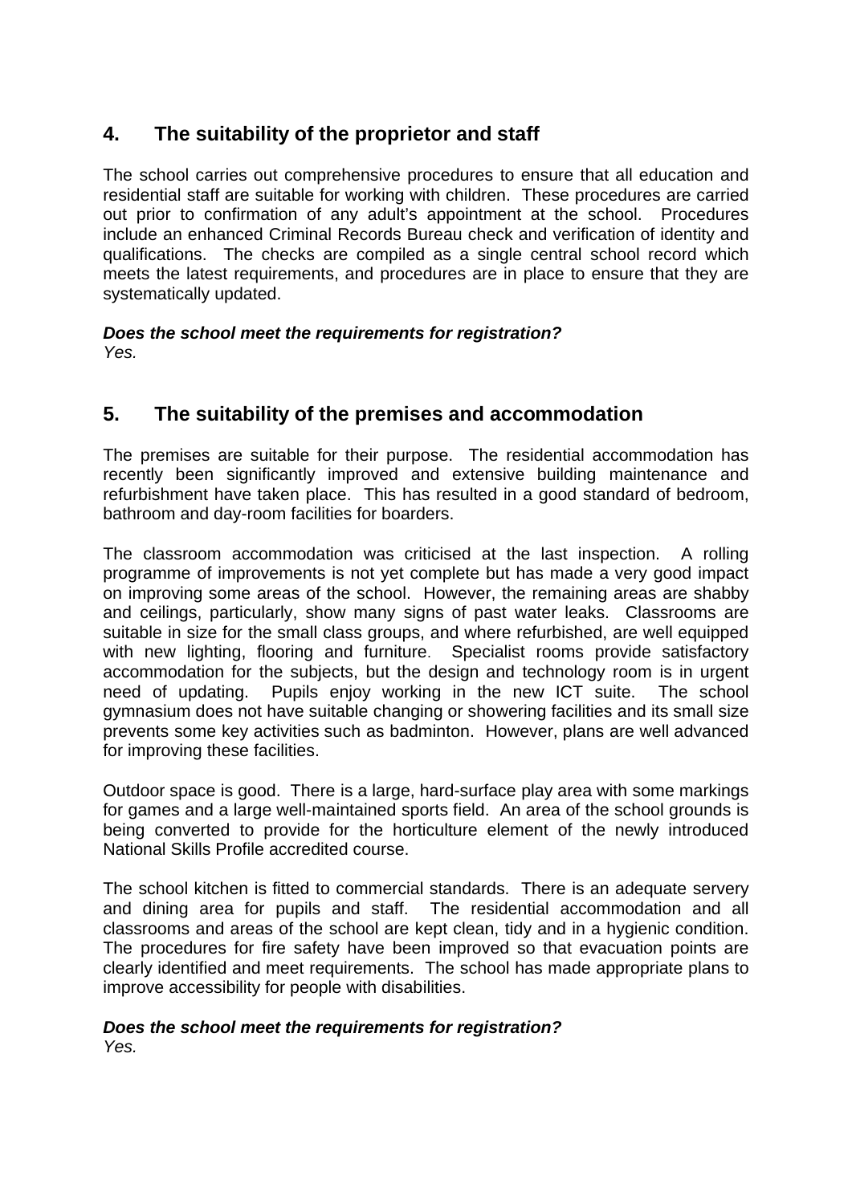## 4. The suitability of the proprietor and staff

The school carries out comprehensive procedures to ensure that all education and residential staff are suitable for working with children. These procedures are carried out prior to confirmation of any adult's appointment at the school. Procedures include an enhanced Criminal Records Bureau check and verification of identity and qualifications. The checks are compiled as a single central school record which meets the latest requirements, and procedures are in place to ensure that they are systematically updated.

***Does the school meet the requirements for registration?***
*Yes.*

## 5. The suitability of the premises and accommodation

The premises are suitable for their purpose. The residential accommodation has recently been significantly improved and extensive building maintenance and refurbishment have taken place. This has resulted in a good standard of bedroom, bathroom and day-room facilities for boarders.

The classroom accommodation was criticised at the last inspection. A rolling programme of improvements is not yet complete but has made a very good impact on improving some areas of the school. However, the remaining areas are shabby and ceilings, particularly, show many signs of past water leaks. Classrooms are suitable in size for the small class groups, and where refurbished, are well equipped with new lighting, flooring and furniture. Specialist rooms provide satisfactory accommodation for the subjects, but the design and technology room is in urgent need of updating. Pupils enjoy working in the new ICT suite. The school gymnasium does not have suitable changing or showering facilities and its small size prevents some key activities such as badminton. However, plans are well advanced for improving these facilities.

Outdoor space is good. There is a large, hard-surface play area with some markings for games and a large well-maintained sports field. An area of the school grounds is being converted to provide for the horticulture element of the newly introduced National Skills Profile accredited course.

The school kitchen is fitted to commercial standards. There is an adequate servery and dining area for pupils and staff. The residential accommodation and all classrooms and areas of the school are kept clean, tidy and in a hygienic condition. The procedures for fire safety have been improved so that evacuation points are clearly identified and meet requirements. The school has made appropriate plans to improve accessibility for people with disabilities.

***Does the school meet the requirements for registration?***
*Yes.*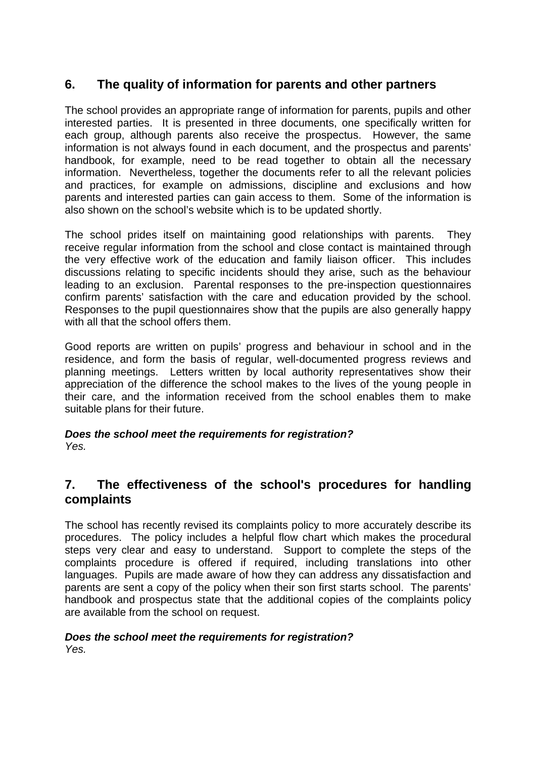## 6. The quality of information for parents and other partners

The school provides an appropriate range of information for parents, pupils and other interested parties. It is presented in three documents, one specifically written for each group, although parents also receive the prospectus. However, the same information is not always found in each document, and the prospectus and parents' handbook, for example, need to be read together to obtain all the necessary information. Nevertheless, together the documents refer to all the relevant policies and practices, for example on admissions, discipline and exclusions and how parents and interested parties can gain access to them. Some of the information is also shown on the school's website which is to be updated shortly.

The school prides itself on maintaining good relationships with parents. They receive regular information from the school and close contact is maintained through the very effective work of the education and family liaison officer. This includes discussions relating to specific incidents should they arise, such as the behaviour leading to an exclusion. Parental responses to the pre-inspection questionnaires confirm parents' satisfaction with the care and education provided by the school. Responses to the pupil questionnaires show that the pupils are also generally happy with all that the school offers them.

Good reports are written on pupils' progress and behaviour in school and in the residence, and form the basis of regular, well-documented progress reviews and planning meetings. Letters written by local authority representatives show their appreciation of the difference the school makes to the lives of the young people in their care, and the information received from the school enables them to make suitable plans for their future.

***Does the school meet the requirements for registration?***
*Yes.*

## 7. The effectiveness of the school's procedures for handling complaints

The school has recently revised its complaints policy to more accurately describe its procedures. The policy includes a helpful flow chart which makes the procedural steps very clear and easy to understand. Support to complete the steps of the complaints procedure is offered if required, including translations into other languages. Pupils are made aware of how they can address any dissatisfaction and parents are sent a copy of the policy when their son first starts school. The parents' handbook and prospectus state that the additional copies of the complaints policy are available from the school on request.

***Does the school meet the requirements for registration?***
*Yes.*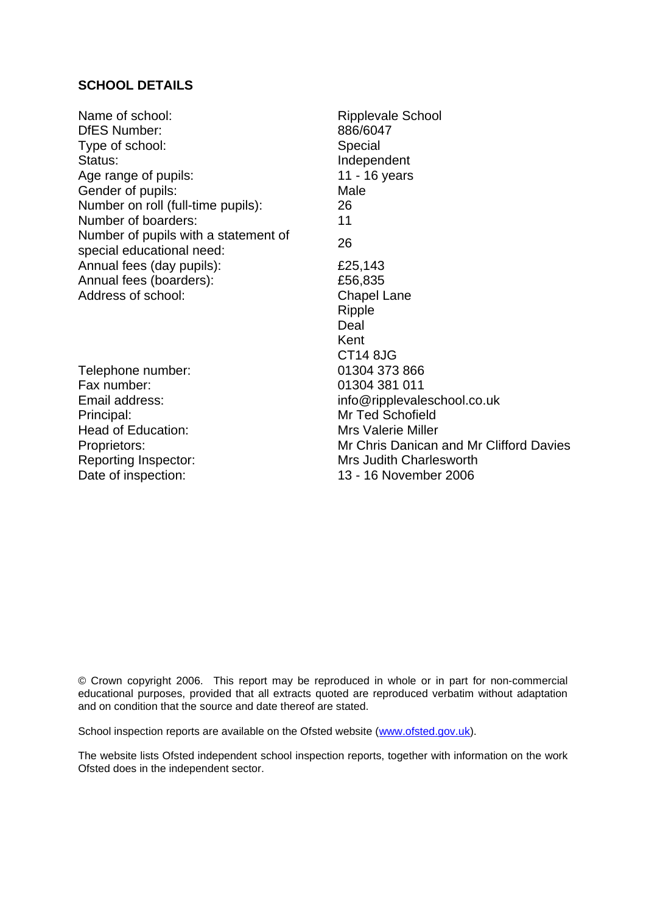## SCHOOL DETAILS

| | |
|---|---|
| Name of school: | Ripplevale School |
| DfES Number: | 886/6047 |
| Type of school: | Special |
| Status: | Independent |
| Age range of pupils: | 11 - 16 years |
| Gender of pupils: | Male |
| Number on roll (full-time pupils): | 26 |
| Number of boarders: | 11 |
| Number of pupils with a statement of special educational need: | 26 |
| Annual fees (day pupils): | £25,143 |
| Annual fees (boarders): | £56,835 |
| Address of school: | Chapel Lane<br>Ripple<br>Deal<br>Kent<br>CT14 8JG |
| Telephone number: | 01304 373 866 |
| Fax number: | 01304 381 011 |
| Email address: | info@ripplevaleschool.co.uk |
| Principal: | Mr Ted Schofield |
| Head of Education: | Mrs Valerie Miller |
| Proprietors: | Mr Chris Danican and Mr Clifford Davies |
| Reporting Inspector: | Mrs Judith Charlesworth |
| Date of inspection: | 13 - 16 November 2006 |

© Crown copyright 2006. This report may be reproduced in whole or in part for non-commercial educational purposes, provided that all extracts quoted are reproduced verbatim without adaptation and on condition that the source and date thereof are stated.

School inspection reports are available on the Ofsted website (www.ofsted.gov.uk).

The website lists Ofsted independent school inspection reports, together with information on the work Ofsted does in the independent sector.